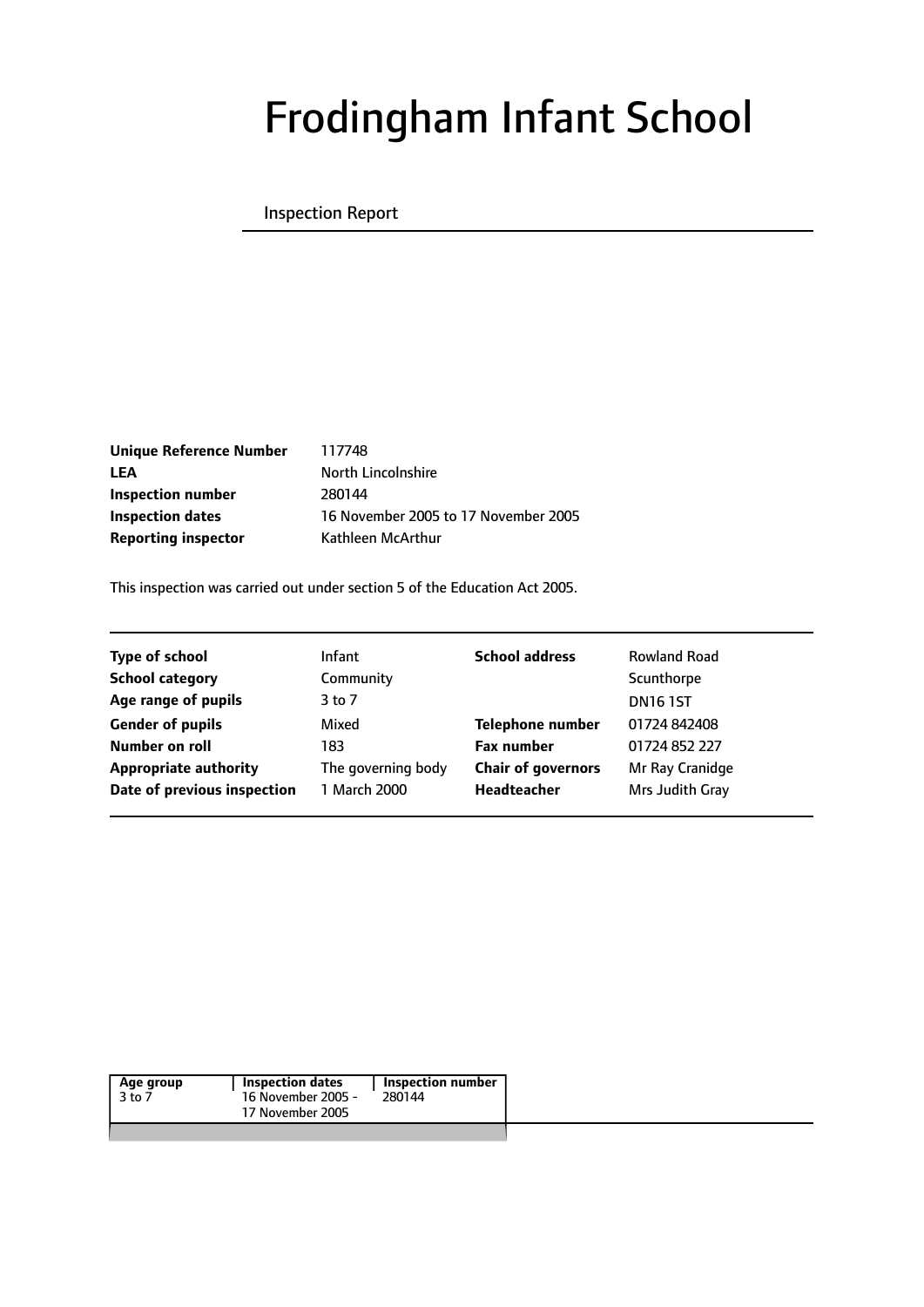# Frodingham Infant School

Inspection Report

| | |
|---|---|
| **Unique Reference Number** | 117748 |
| **LEA** | North Lincolnshire |
| **Inspection number** | 280144 |
| **Inspection dates** | 16 November 2005 to 17 November 2005 |
| **Reporting inspector** | Kathleen McArthur |

This inspection was carried out under section 5 of the Education Act 2005.

| | | | |
|---|---|---|---|
| **Type of school** | Infant | **School address** | Rowland Road |
| **School category** | Community | | Scunthorpe |
| **Age range of pupils** | 3 to 7 | | DN16 1ST |
| **Gender of pupils** | Mixed | **Telephone number** | 01724 842408 |
| **Number on roll** | 183 | **Fax number** | 01724 852 227 |
| **Appropriate authority** | The governing body | **Chair of governors** | Mr Ray Cranidge |
| **Date of previous inspection** | 1 March 2000 | **Headteacher** | Mrs Judith Gray |

| Age group | Inspection dates | Inspection number |
|---|---|---|
| 3 to 7 | 16 November 2005 - 17 November 2005 | 280144 |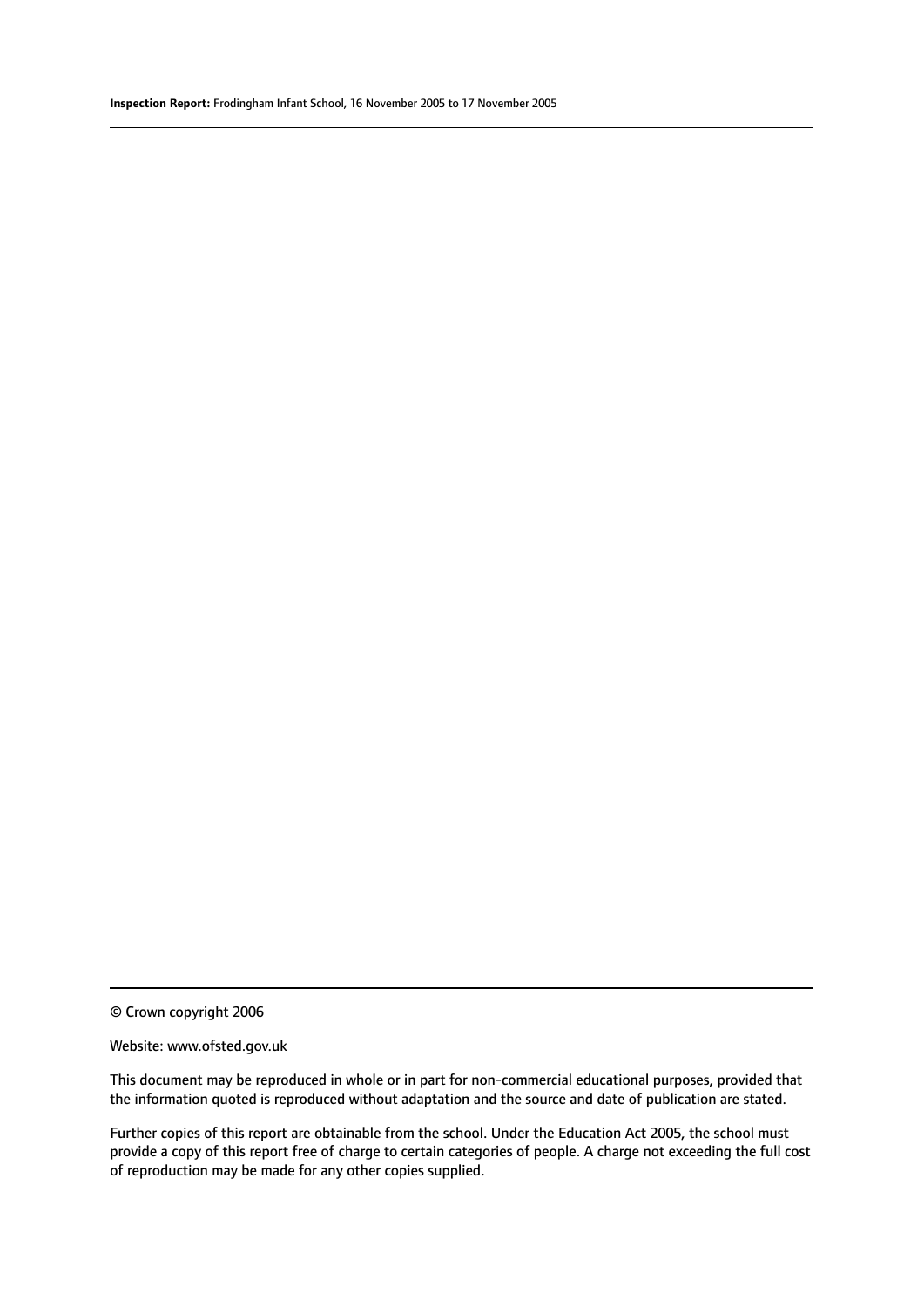© Crown copyright 2006

Website: www.ofsted.gov.uk

This document may be reproduced in whole or in part for non-commercial educational purposes, provided that the information quoted is reproduced without adaptation and the source and date of publication are stated.

Further copies of this report are obtainable from the school. Under the Education Act 2005, the school must provide a copy of this report free of charge to certain categories of people. A charge not exceeding the full cost of reproduction may be made for any other copies supplied.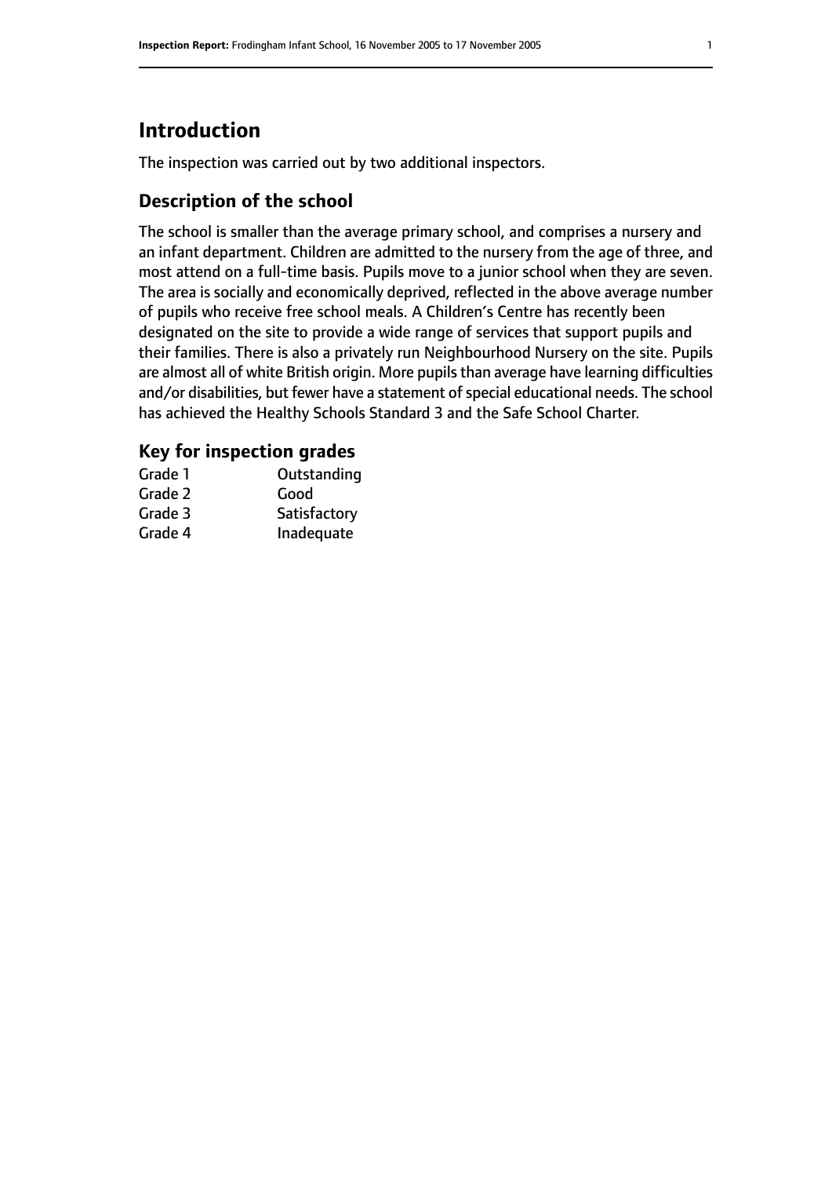## Introduction

The inspection was carried out by two additional inspectors.

### Description of the school

The school is smaller than the average primary school, and comprises a nursery and an infant department. Children are admitted to the nursery from the age of three, and most attend on a full-time basis. Pupils move to a junior school when they are seven. The area is socially and economically deprived, reflected in the above average number of pupils who receive free school meals. A Children's Centre has recently been designated on the site to provide a wide range of services that support pupils and their families. There is also a privately run Neighbourhood Nursery on the site. Pupils are almost all of white British origin. More pupils than average have learning difficulties and/or disabilities, but fewer have a statement of special educational needs. The school has achieved the Healthy Schools Standard 3 and the Safe School Charter.

### Key for inspection grades

| | |
|---|---|
| Grade 1 | Outstanding |
| Grade 2 | Good |
| Grade 3 | Satisfactory |
| Grade 4 | Inadequate |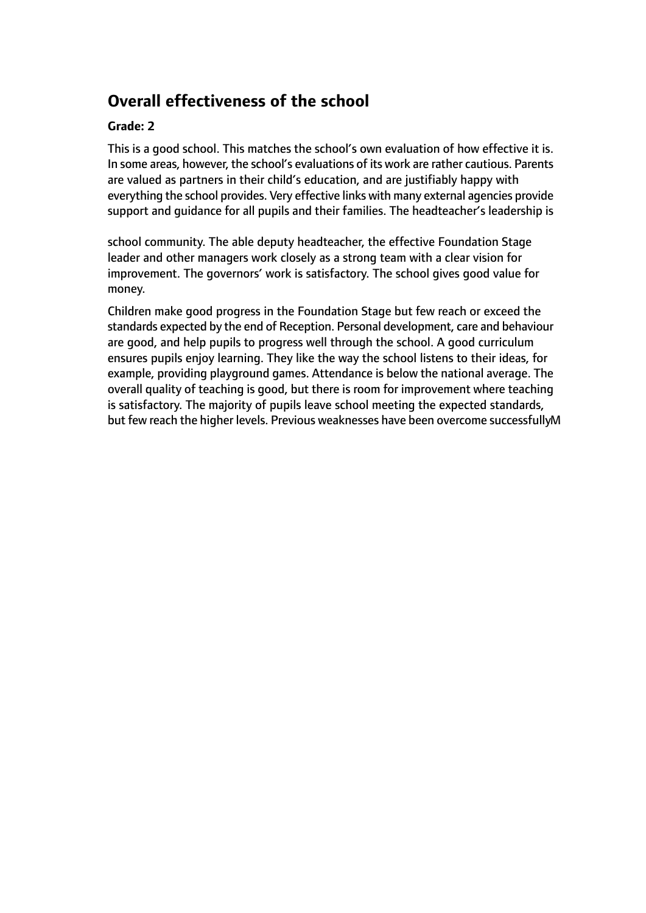## Overall effectiveness of the school

**Grade: 2**

This is a good school. This matches the school's own evaluation of how effective it is. In some areas, however, the school's evaluations of its work are rather cautious. Parents are valued as partners in their child's education, and are justifiably happy with everything the school provides. Very effective links with many external agencies provide support and guidance for all pupils and their families. The headteacher's leadership is

school community. The able deputy headteacher, the effective Foundation Stage leader and other managers work closely as a strong team with a clear vision for improvement. The governors' work is satisfactory. The school gives good value for money.

Children make good progress in the Foundation Stage but few reach or exceed the standards expected by the end of Reception. Personal development, care and behaviour are good, and help pupils to progress well through the school. A good curriculum ensures pupils enjoy learning. They like the way the school listens to their ideas, for example, providing playground games. Attendance is below the national average. The overall quality of teaching is good, but there is room for improvement where teaching is satisfactory. The majority of pupils leave school meeting the expected standards, but few reach the higher levels. Previous weaknesses have been overcome successfullyM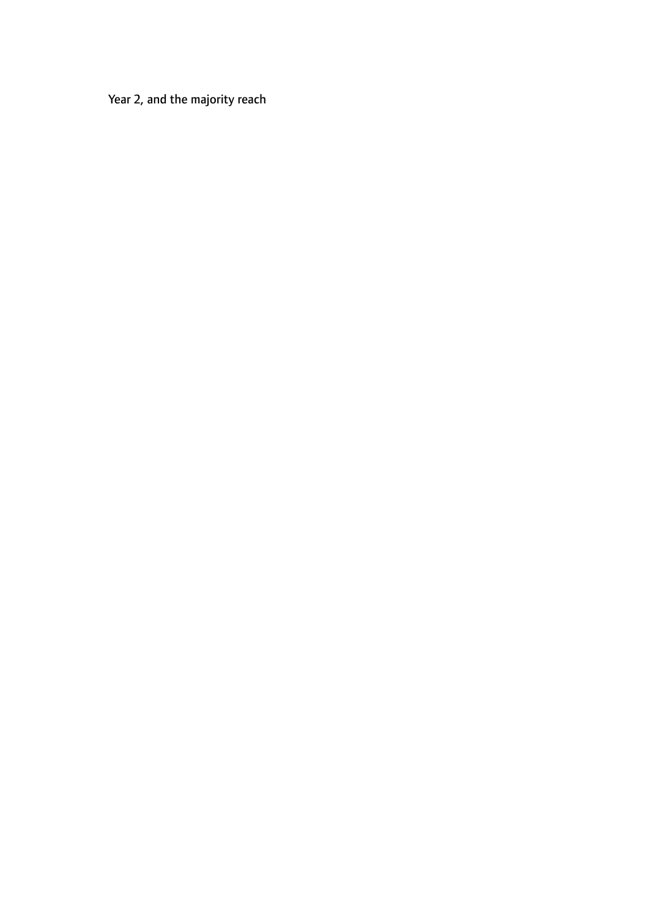Year 2, and the majority reach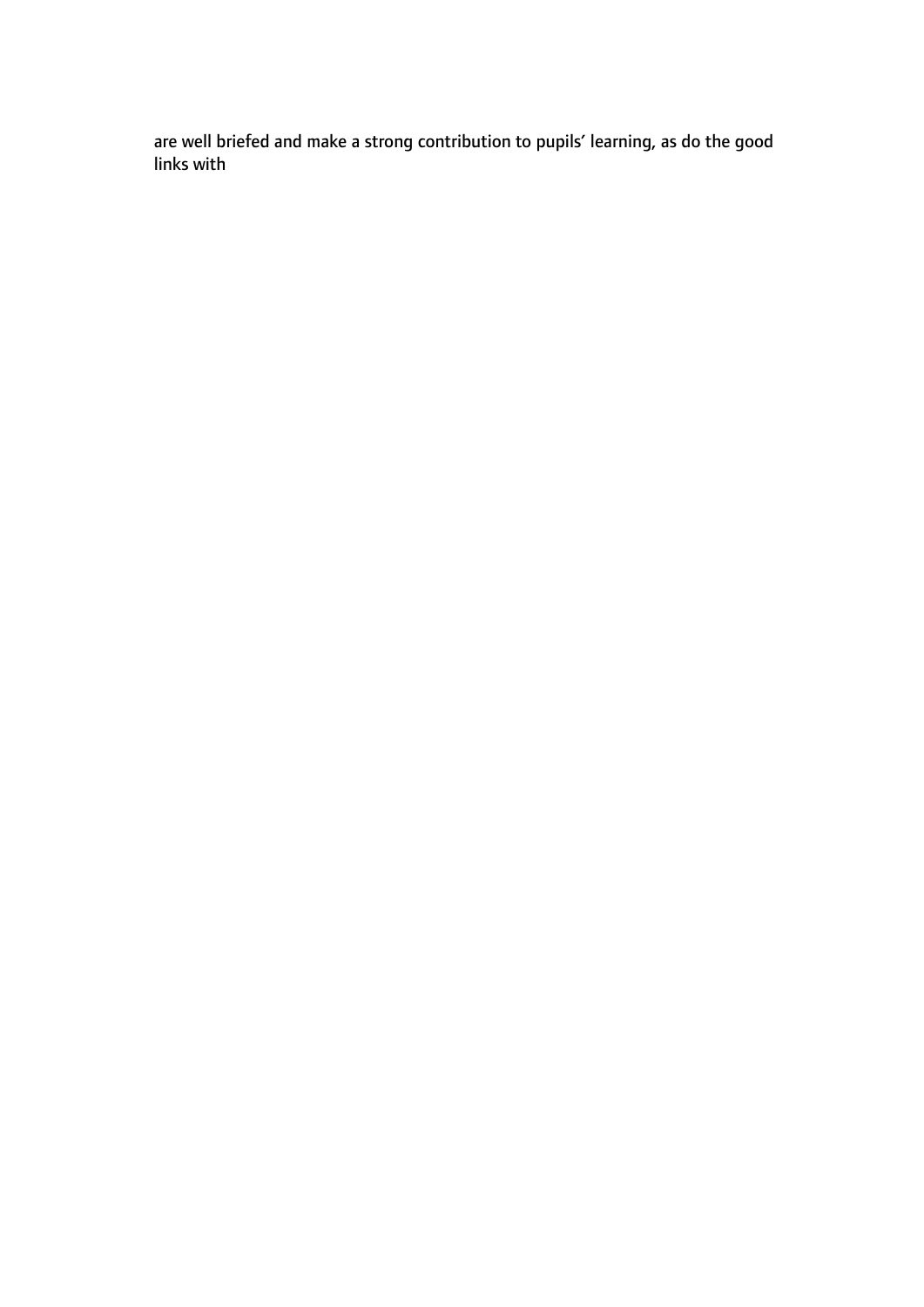are well briefed and make a strong contribution to pupils' learning, as do the good links with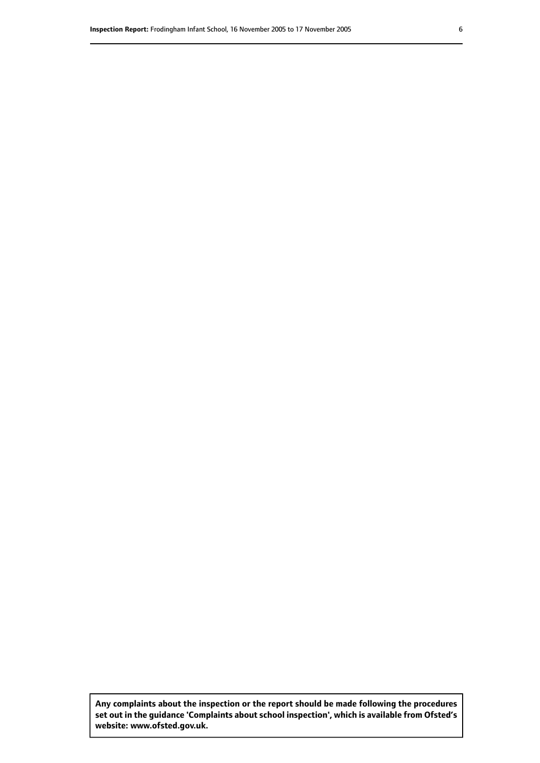**Any complaints about the inspection or the report should be made following the procedures set out in the guidance 'Complaints about school inspection', which is available from Ofsted's website: www.ofsted.gov.uk.**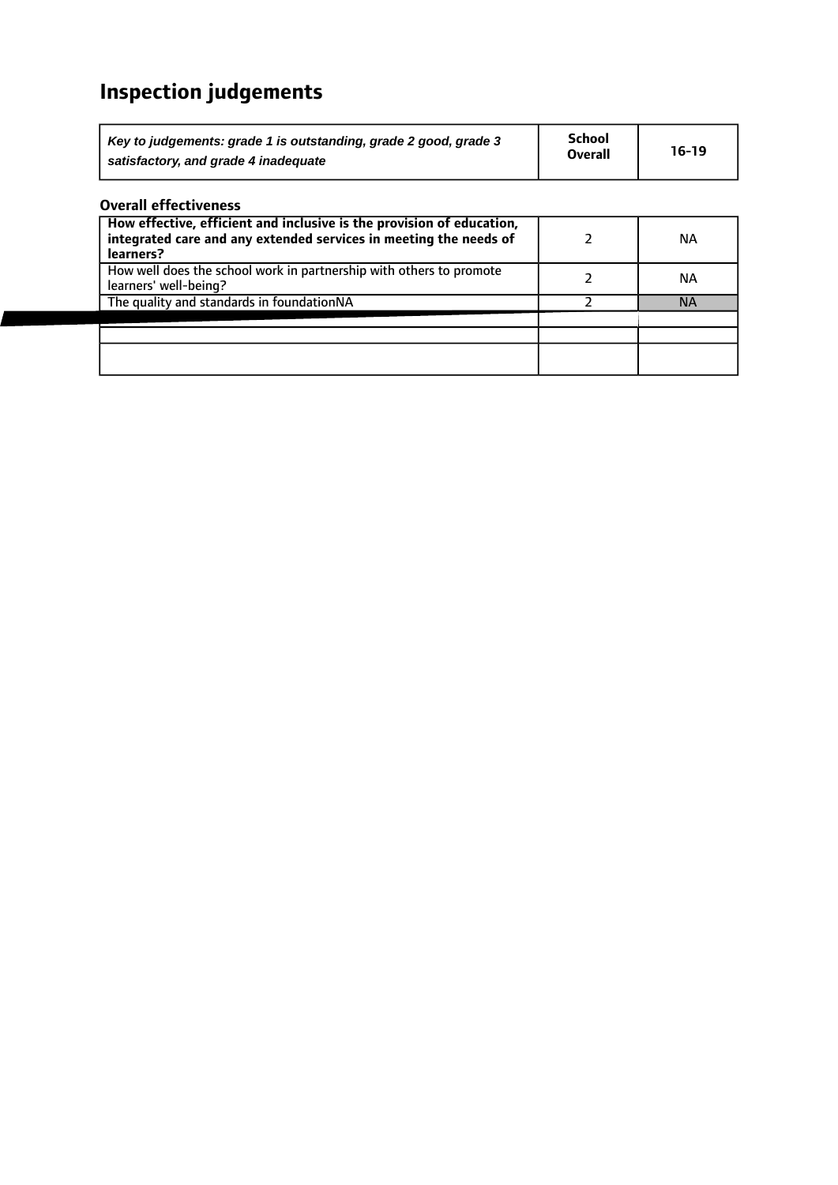# Inspection judgements

| *Key to judgements: grade 1 is outstanding, grade 2 good, grade 3 satisfactory, and grade 4 inadequate* | **School Overall** | **16-19** |
|---|---|---|

### Overall effectiveness

| | | |
|---|---|---|
| **How effective, efficient and inclusive is the provision of education, integrated care and any extended services in meeting the needs of learners?** | 2 | NA |
| How well does the school work in partnership with others to promote learners' well-being? | 2 | NA |
| The quality and standards in foundationNA | 2 | NA |
| | | |
| | | |
| | | |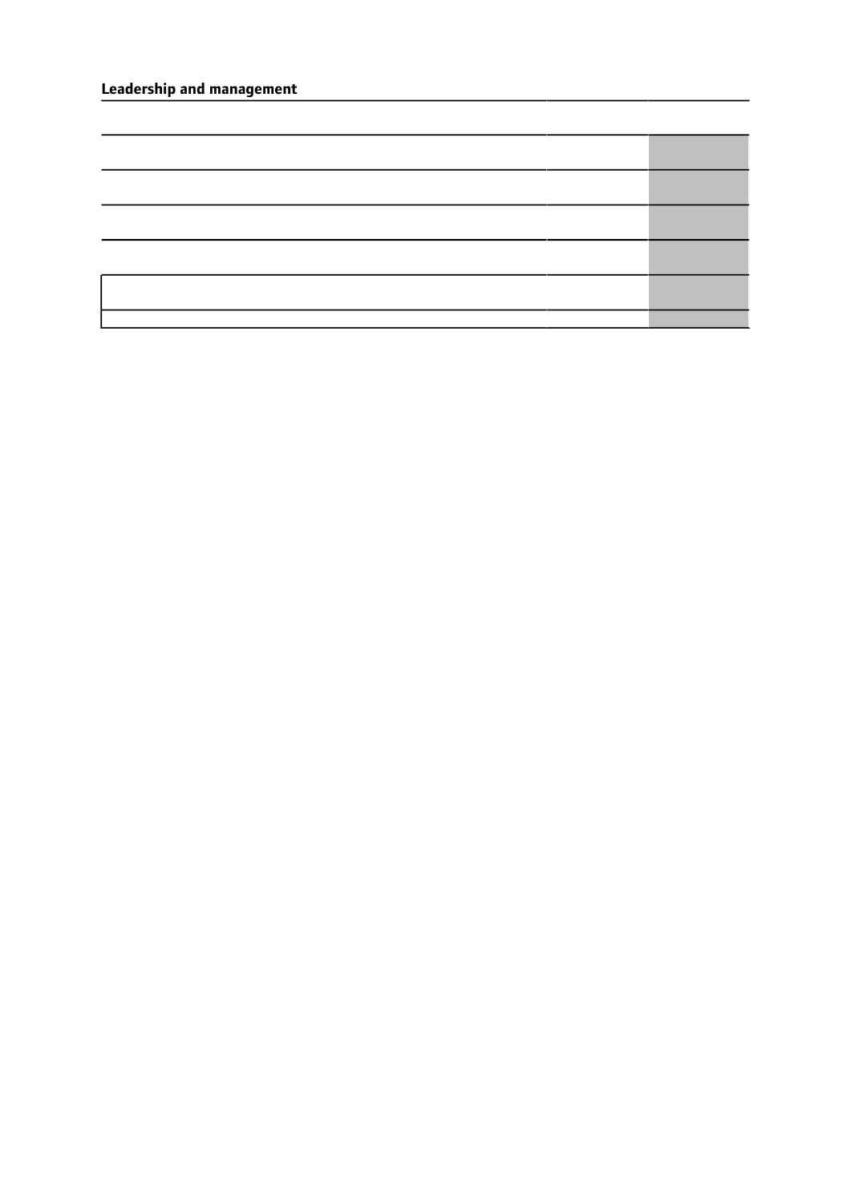**Leadership and management**

| | | |
|---|---|---|
| | | |
| | | |
| | | |
| | | |
| | | |
| | | |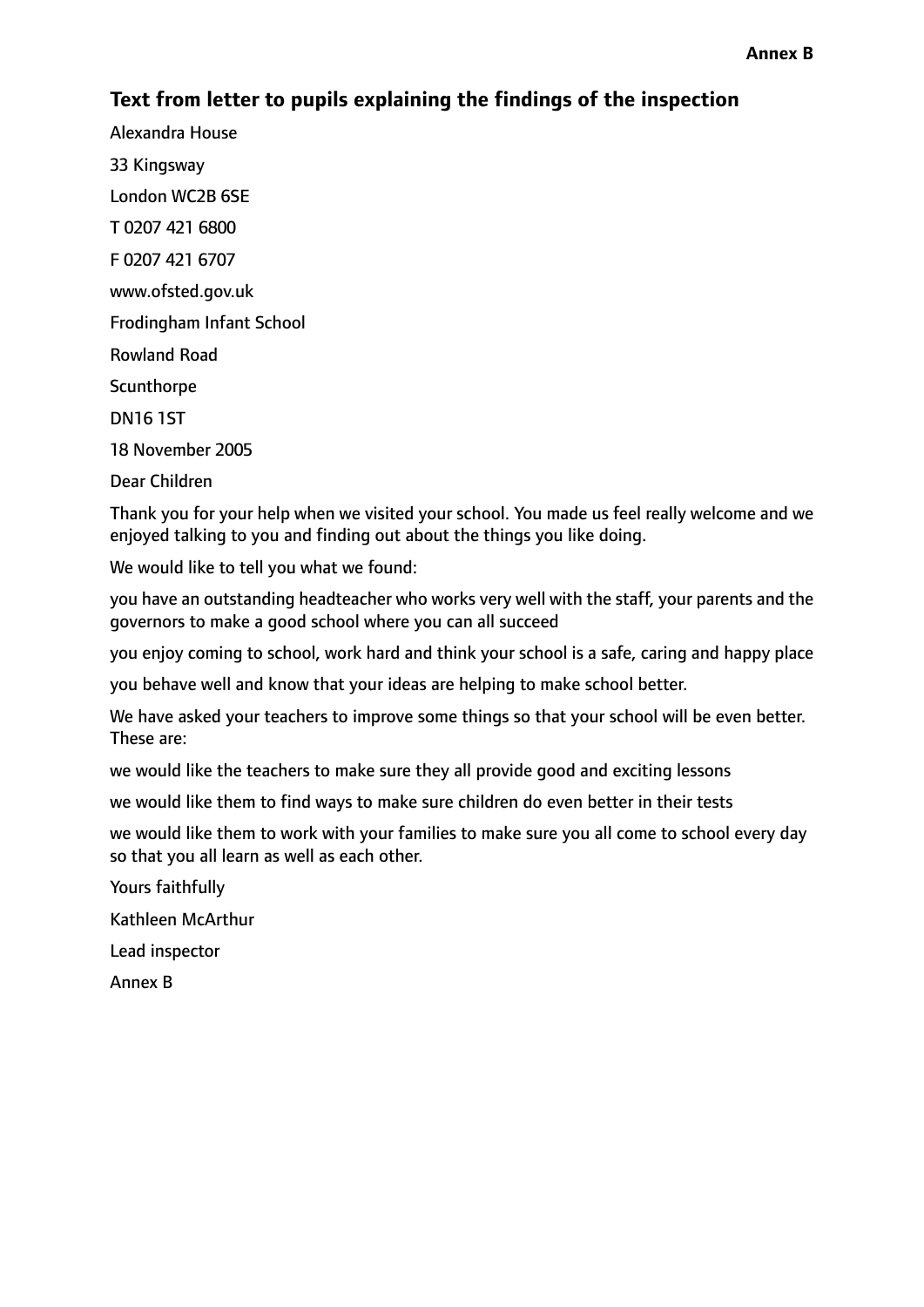## Text from letter to pupils explaining the findings of the inspection

Alexandra House

33 Kingsway

London WC2B 6SE

T 0207 421 6800

F 0207 421 6707

www.ofsted.gov.uk

Frodingham Infant School

Rowland Road

Scunthorpe

DN16 1ST

18 November 2005

Dear Children

Thank you for your help when we visited your school. You made us feel really welcome and we enjoyed talking to you and finding out about the things you like doing.

We would like to tell you what we found:

you have an outstanding headteacher who works very well with the staff, your parents and the governors to make a good school where you can all succeed

you enjoy coming to school, work hard and think your school is a safe, caring and happy place

you behave well and know that your ideas are helping to make school better.

We have asked your teachers to improve some things so that your school will be even better. These are:

we would like the teachers to make sure they all provide good and exciting lessons

we would like them to find ways to make sure children do even better in their tests

we would like them to work with your families to make sure you all come to school every day so that you all learn as well as each other.

Yours faithfully

Kathleen McArthur

Lead inspector

Annex B